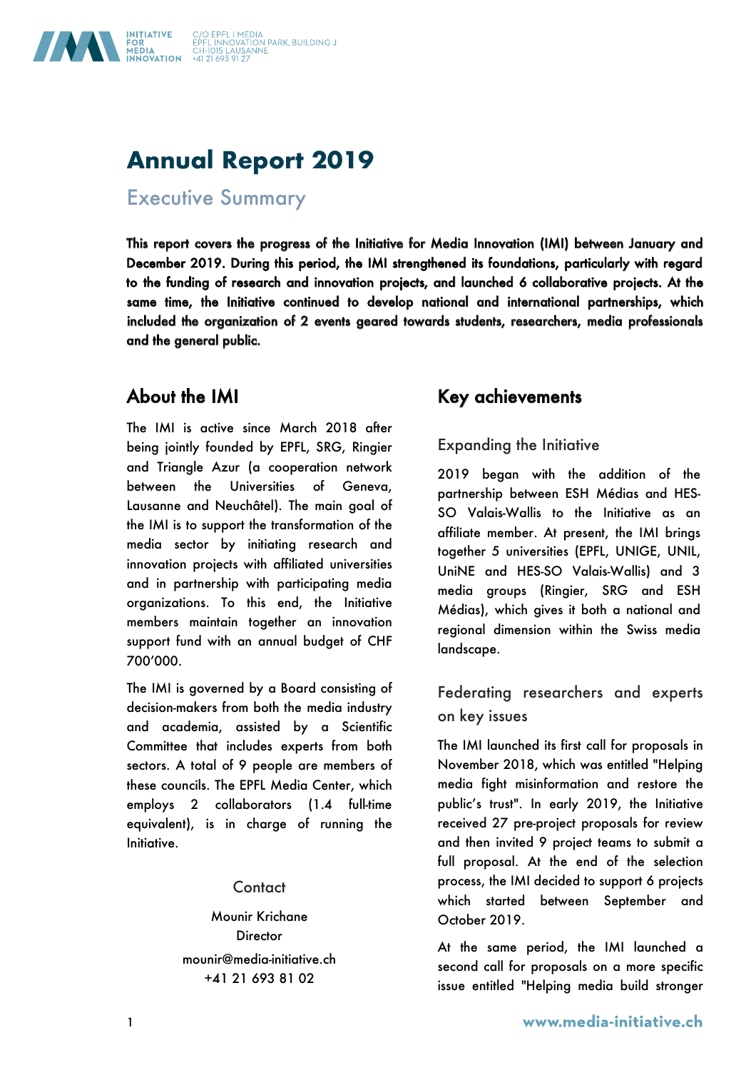# Annual Report 2019

## Executive Summary

**This report covers the progress of the Initiative for Media Innovation (IMI) between January and December 2019. During this period, the IMI strengthened its foundations, particularly with regard to the funding of research and innovation projects, and launched 6 collaborative projects. At the same time, the Initiative continued to develop national and international partnerships, which included the organization of 2 events geared towards students, researchers, media professionals and the general public.**

## About the IMI

The IMI is active since March 2018 after being jointly founded by EPFL, SRG, Ringier and Triangle Azur (a cooperation network between the Universities of Geneva, Lausanne and Neuchâtel). The main goal of the IMI is to support the transformation of the media sector by initiating research and innovation projects with affiliated universities and in partnership with participating media organizations. To this end, the Initiative members maintain together an innovation support fund with an annual budget of CHF 700'000.

The IMI is governed by a Board consisting of decision-makers from both the media industry and academia, assisted by a Scientific Committee that includes experts from both sectors. A total of 9 people are members of these councils. The EPFL Media Center, which employs 2 collaborators (1.4 full-time equivalent), is in charge of running the Initiative.

### Contact

Mounir Krichane
Director
mounir@media-initiative.ch
+41 21 693 81 02

## Key achievements

### Expanding the Initiative

2019 began with the addition of the partnership between ESH Médias and HES-SO Valais-Wallis to the Initiative as an affiliate member. At present, the IMI brings together 5 universities (EPFL, UNIGE, UNIL, UniNE and HES-SO Valais-Wallis) and 3 media groups (Ringier, SRG and ESH Médias), which gives it both a national and regional dimension within the Swiss media landscape.

### Federating researchers and experts on key issues

The IMI launched its first call for proposals in November 2018, which was entitled "Helping media fight misinformation and restore the public's trust". In early 2019, the Initiative received 27 pre-project proposals for review and then invited 9 project teams to submit a full proposal. At the end of the selection process, the IMI decided to support 6 projects which started between September and October 2019.

At the same period, the IMI launched a second call for proposals on a more specific issue entitled "Helping media build stronger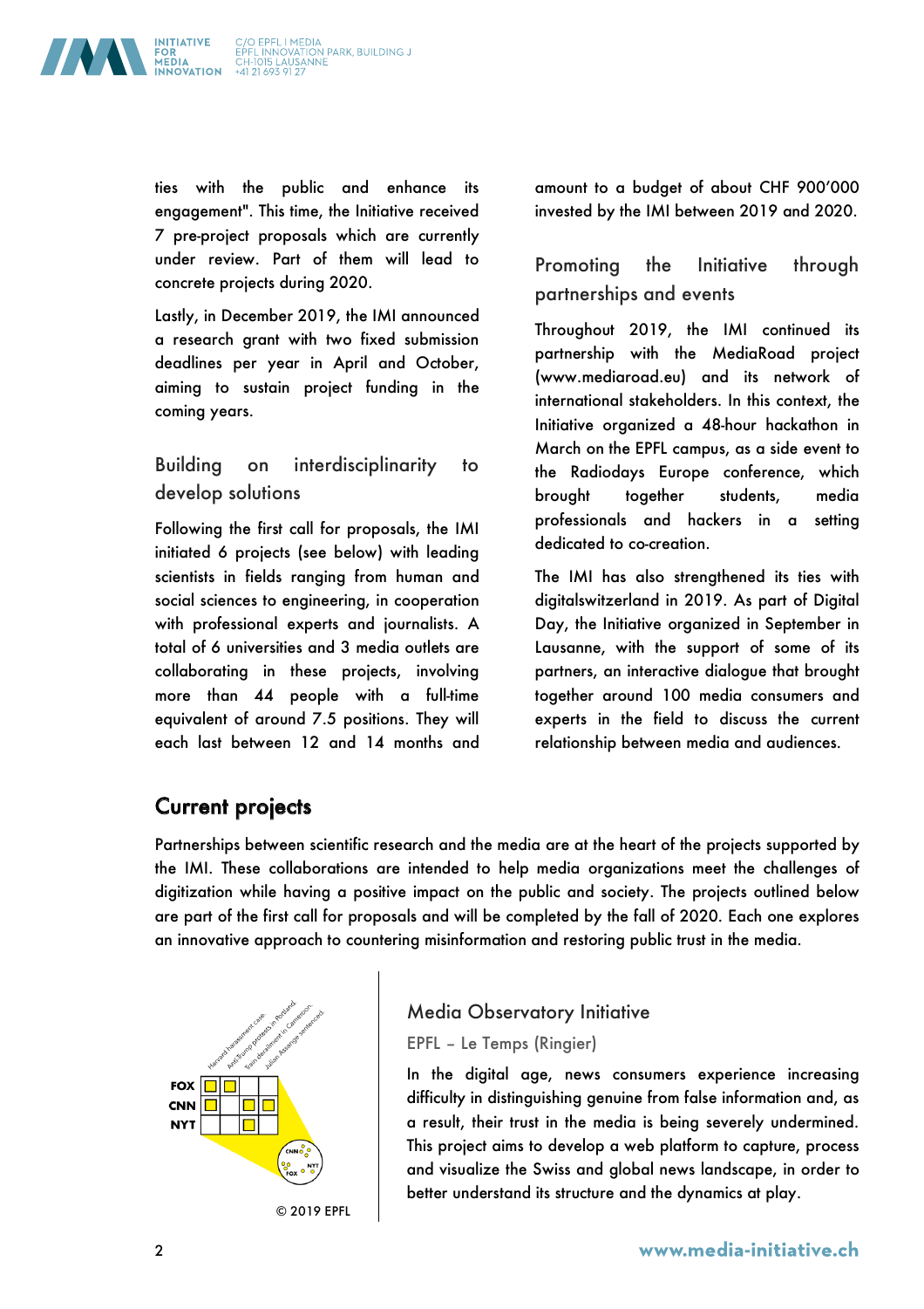ties with the public and enhance its engagement". This time, the Initiative received 7 pre-project proposals which are currently under review. Part of them will lead to concrete projects during 2020.

Lastly, in December 2019, the IMI announced a research grant with two fixed submission deadlines per year in April and October, aiming to sustain project funding in the coming years.

### Building on interdisciplinarity to develop solutions

Following the first call for proposals, the IMI initiated 6 projects (see below) with leading scientists in fields ranging from human and social sciences to engineering, in cooperation with professional experts and journalists. A total of 6 universities and 3 media outlets are collaborating in these projects, involving more than 44 people with a full-time equivalent of around 7.5 positions. They will each last between 12 and 14 months and amount to a budget of about CHF 900'000 invested by the IMI between 2019 and 2020.

### Promoting the Initiative through partnerships and events

Throughout 2019, the IMI continued its partnership with the MediaRoad project (www.mediaroad.eu) and its network of international stakeholders. In this context, the Initiative organized a 48-hour hackathon in March on the EPFL campus, as a side event to the Radiodays Europe conference, which brought together students, media professionals and hackers in a setting dedicated to co-creation.

The IMI has also strengthened its ties with digitalswitzerland in 2019. As part of Digital Day, the Initiative organized in September in Lausanne, with the support of some of its partners, an interactive dialogue that brought together around 100 media consumers and experts in the field to discuss the current relationship between media and audiences.

## Current projects

Partnerships between scientific research and the media are at the heart of the projects supported by the IMI. These collaborations are intended to help media organizations meet the challenges of digitization while having a positive impact on the public and society. The projects outlined below are part of the first call for proposals and will be completed by the fall of 2020. Each one explores an innovative approach to countering misinformation and restoring public trust in the media.

© 2019 EPFL

### Media Observatory Initiative

EPFL – Le Temps (Ringier)

In the digital age, news consumers experience increasing difficulty in distinguishing genuine from false information and, as a result, their trust in the media is being severely undermined. This project aims to develop a web platform to capture, process and visualize the Swiss and global news landscape, in order to better understand its structure and the dynamics at play.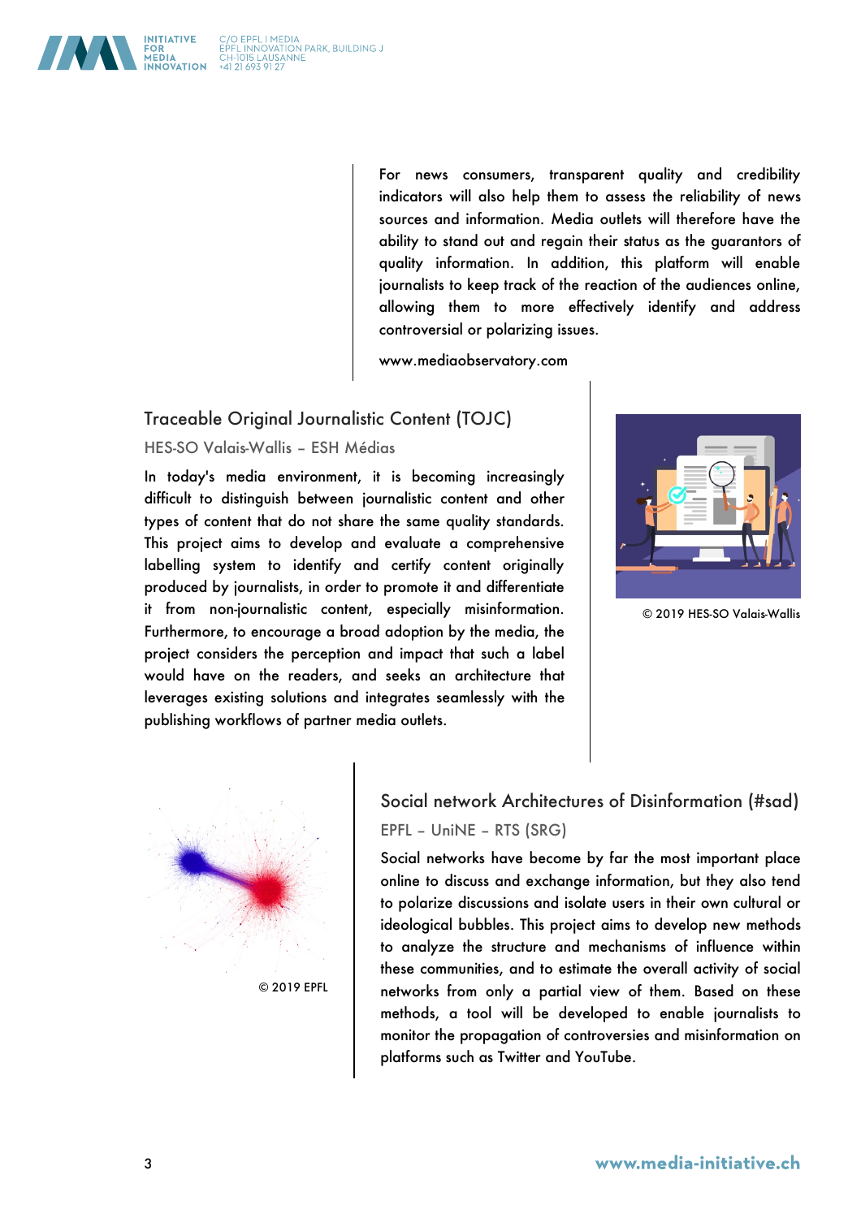For news consumers, transparent quality and credibility indicators will also help them to assess the reliability of news sources and information. Media outlets will therefore have the ability to stand out and regain their status as the guarantors of quality information. In addition, this platform will enable journalists to keep track of the reaction of the audiences online, allowing them to more effectively identify and address controversial or polarizing issues.

www.mediaobservatory.com

## Traceable Original Journalistic Content (TOJC)

HES-SO Valais-Wallis – ESH Médias

In today's media environment, it is becoming increasingly difficult to distinguish between journalistic content and other types of content that do not share the same quality standards. This project aims to develop and evaluate a comprehensive labelling system to identify and certify content originally produced by journalists, in order to promote it and differentiate it from non-journalistic content, especially misinformation. Furthermore, to encourage a broad adoption by the media, the project considers the perception and impact that such a label would have on the readers, and seeks an architecture that leverages existing solutions and integrates seamlessly with the publishing workflows of partner media outlets.

© 2019 HES-SO Valais-Wallis

## Social network Architectures of Disinformation (#sad)

EPFL – UniNE – RTS (SRG)

Social networks have become by far the most important place online to discuss and exchange information, but they also tend to polarize discussions and isolate users in their own cultural or ideological bubbles. This project aims to develop new methods to analyze the structure and mechanisms of influence within these communities, and to estimate the overall activity of social networks from only a partial view of them. Based on these methods, a tool will be developed to enable journalists to monitor the propagation of controversies and misinformation on platforms such as Twitter and YouTube.

© 2019 EPFL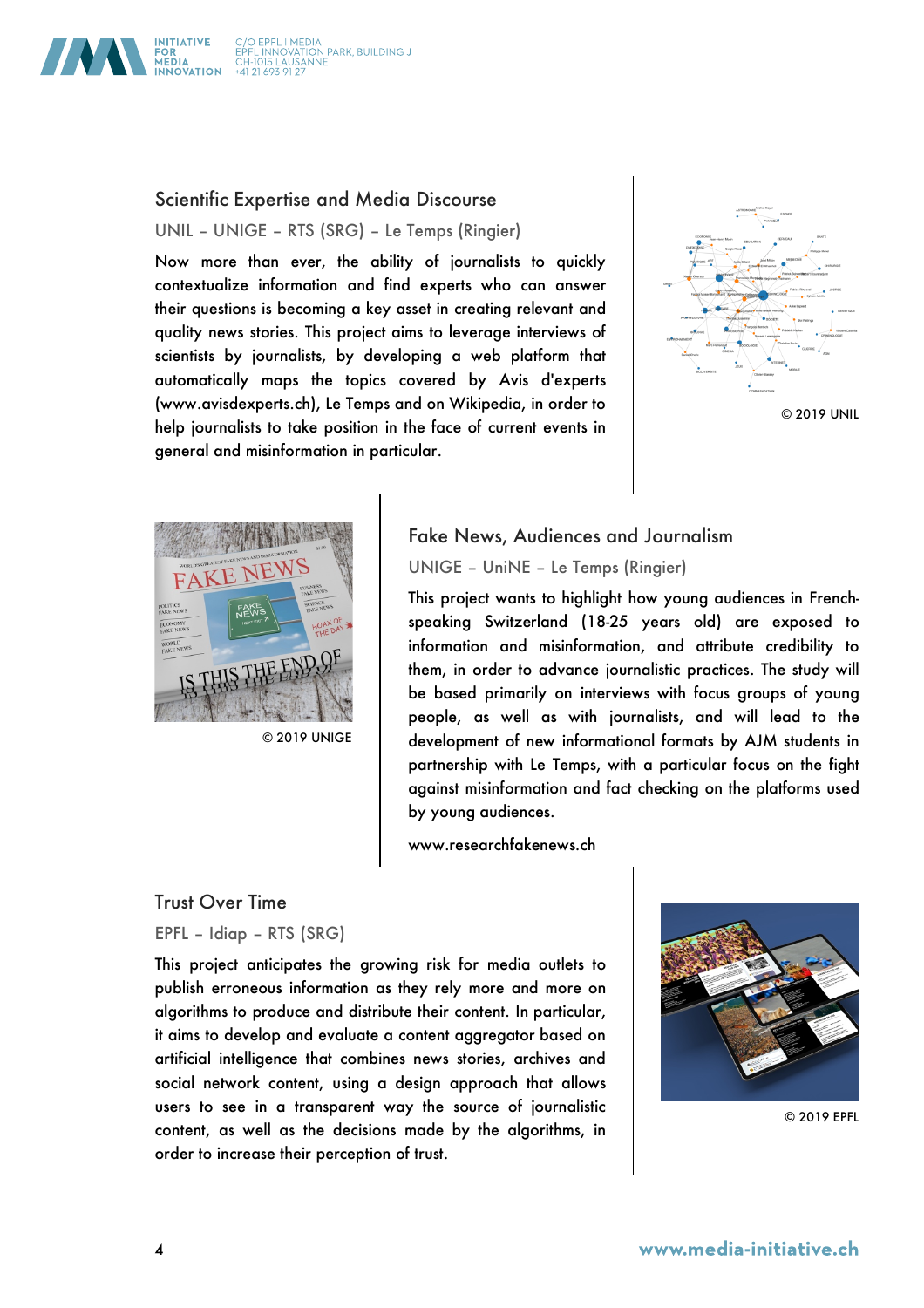## Scientific Expertise and Media Discourse

UNIL – UNIGE – RTS (SRG) – Le Temps (Ringier)

Now more than ever, the ability of journalists to quickly contextualize information and find experts who can answer their questions is becoming a key asset in creating relevant and quality news stories. This project aims to leverage interviews of scientists by journalists, by developing a web platform that automatically maps the topics covered by Avis d'experts (www.avisdexperts.ch), Le Temps and on Wikipedia, in order to help journalists to take position in the face of current events in general and misinformation in particular.

© 2019 UNIL

## Fake News, Audiences and Journalism

UNIGE – UniNE – Le Temps (Ringier)

© 2019 UNIGE

This project wants to highlight how young audiences in French-speaking Switzerland (18-25 years old) are exposed to information and misinformation, and attribute credibility to them, in order to advance journalistic practices. The study will be based primarily on interviews with focus groups of young people, as well as with journalists, and will lead to the development of new informational formats by AJM students in partnership with Le Temps, with a particular focus on the fight against misinformation and fact checking on the platforms used by young audiences.

www.researchfakenews.ch

## Trust Over Time

EPFL – Idiap – RTS (SRG)

This project anticipates the growing risk for media outlets to publish erroneous information as they rely more and more on algorithms to produce and distribute their content. In particular, it aims to develop and evaluate a content aggregator based on artificial intelligence that combines news stories, archives and social network content, using a design approach that allows users to see in a transparent way the source of journalistic content, as well as the decisions made by the algorithms, in order to increase their perception of trust.

© 2019 EPFL